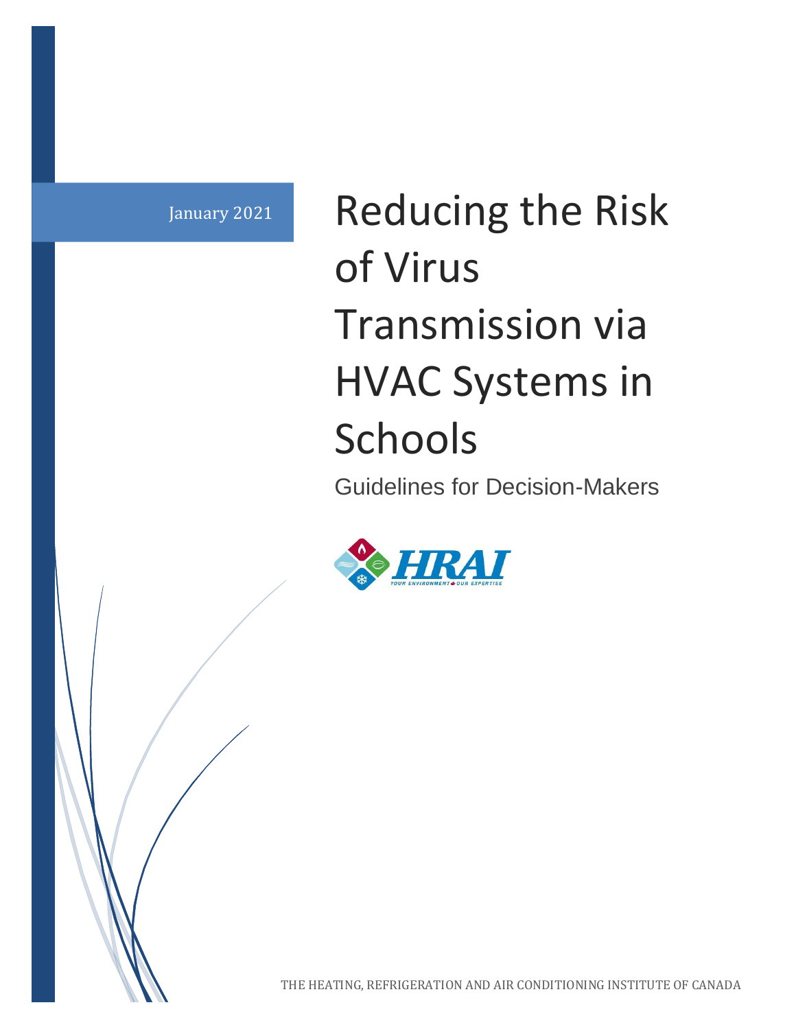January 2021

# Reducing the Risk of Virus Transmission via HVAC Systems in Schools

Guidelines for Decision-Makers

HRAI

YOUR ENVIRONMENT OUR EXPERTISE

THE HEATING, REFRIGERATION AND AIR CONDITIONING INSTITUTE OF CANADA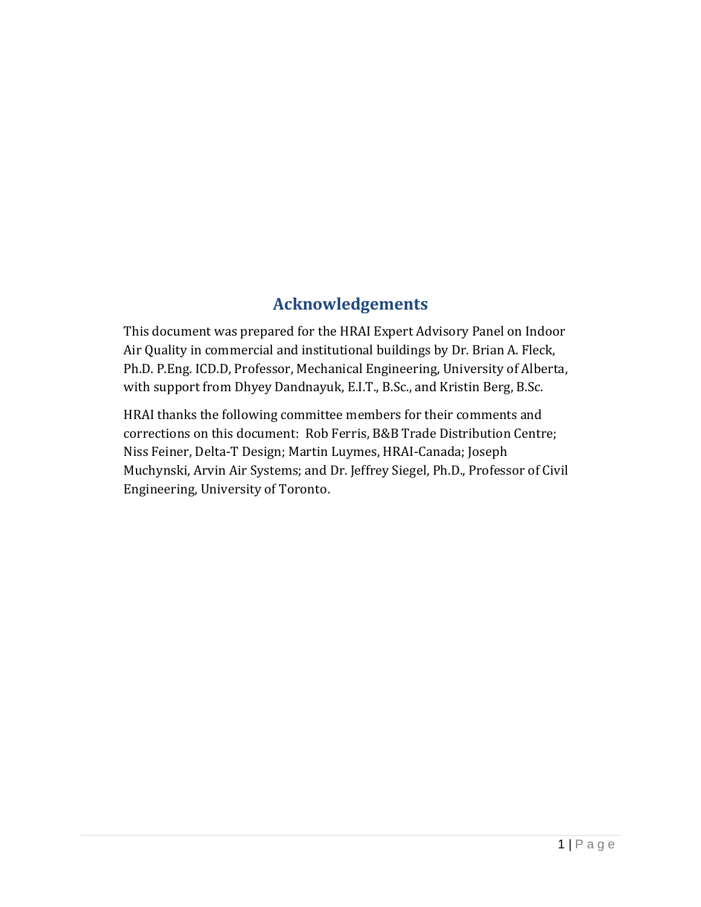## Acknowledgements

This document was prepared for the HRAI Expert Advisory Panel on Indoor Air Quality in commercial and institutional buildings by Dr. Brian A. Fleck, Ph.D. P.Eng. ICD.D, Professor, Mechanical Engineering, University of Alberta, with support from Dhyey Dandnayuk, E.I.T., B.Sc., and Kristin Berg, B.Sc.

HRAI thanks the following committee members for their comments and corrections on this document: Rob Ferris, B&B Trade Distribution Centre; Niss Feiner, Delta-T Design; Martin Luymes, HRAI-Canada; Joseph Muchynski, Arvin Air Systems; and Dr. Jeffrey Siegel, Ph.D., Professor of Civil Engineering, University of Toronto.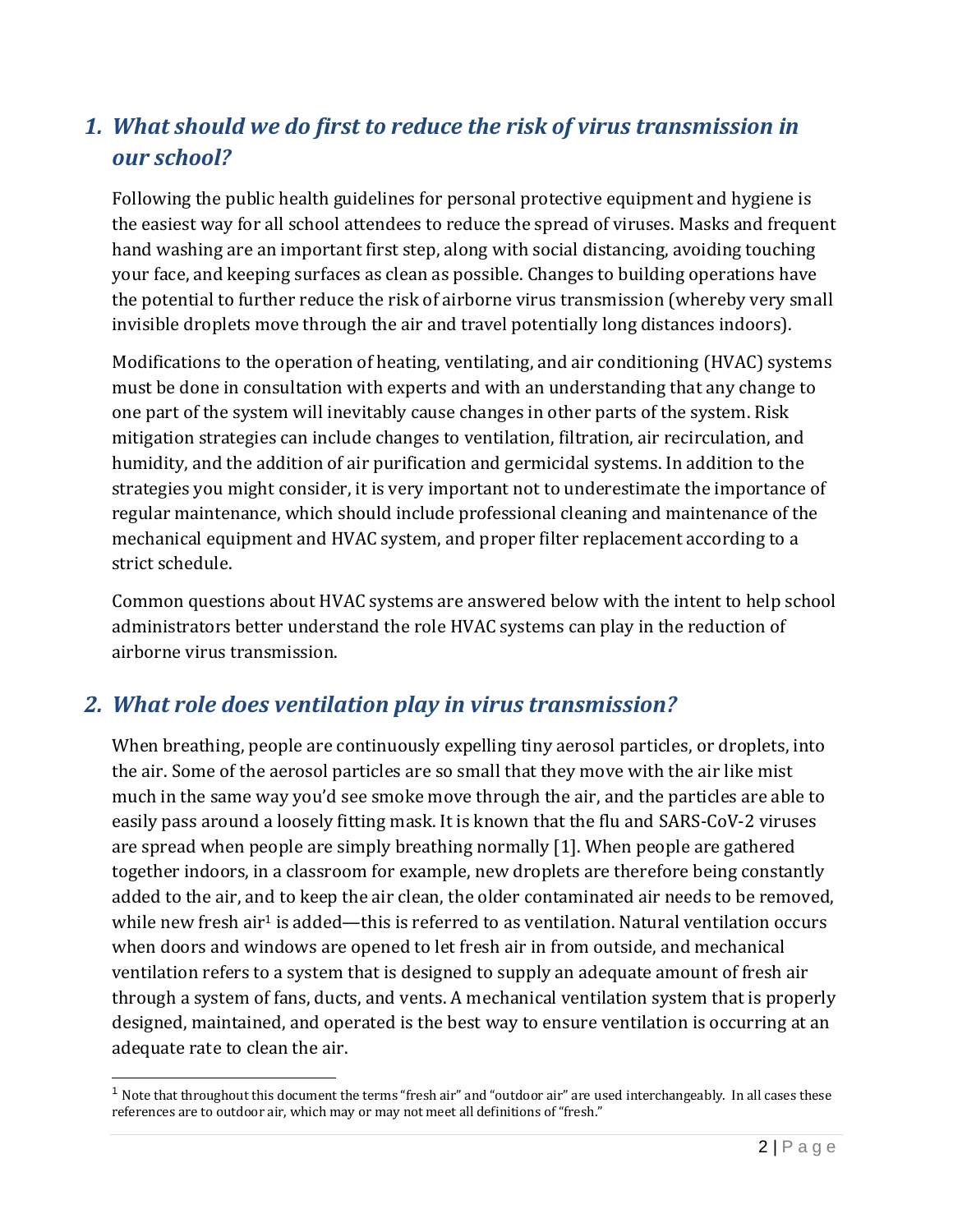## 1. *What should we do first to reduce the risk of virus transmission in our school?*

Following the public health guidelines for personal protective equipment and hygiene is the easiest way for all school attendees to reduce the spread of viruses. Masks and frequent hand washing are an important first step, along with social distancing, avoiding touching your face, and keeping surfaces as clean as possible. Changes to building operations have the potential to further reduce the risk of airborne virus transmission (whereby very small invisible droplets move through the air and travel potentially long distances indoors).

Modifications to the operation of heating, ventilating, and air conditioning (HVAC) systems must be done in consultation with experts and with an understanding that any change to one part of the system will inevitably cause changes in other parts of the system. Risk mitigation strategies can include changes to ventilation, filtration, air recirculation, and humidity, and the addition of air purification and germicidal systems. In addition to the strategies you might consider, it is very important not to underestimate the importance of regular maintenance, which should include professional cleaning and maintenance of the mechanical equipment and HVAC system, and proper filter replacement according to a strict schedule.

Common questions about HVAC systems are answered below with the intent to help school administrators better understand the role HVAC systems can play in the reduction of airborne virus transmission.

## 2. *What role does ventilation play in virus transmission?*

When breathing, people are continuously expelling tiny aerosol particles, or droplets, into the air. Some of the aerosol particles are so small that they move with the air like mist much in the same way you'd see smoke move through the air, and the particles are able to easily pass around a loosely fitting mask. It is known that the flu and SARS-CoV-2 viruses are spread when people are simply breathing normally [1]. When people are gathered together indoors, in a classroom for example, new droplets are therefore being constantly added to the air, and to keep the air clean, the older contaminated air needs to be removed, while new fresh air[1] is added—this is referred to as ventilation. Natural ventilation occurs when doors and windows are opened to let fresh air in from outside, and mechanical ventilation refers to a system that is designed to supply an adequate amount of fresh air through a system of fans, ducts, and vents. A mechanical ventilation system that is properly designed, maintained, and operated is the best way to ensure ventilation is occurring at an adequate rate to clean the air.

---

[1] Note that throughout this document the terms "fresh air" and "outdoor air" are used interchangeably. In all cases these references are to outdoor air, which may or may not meet all definitions of "fresh."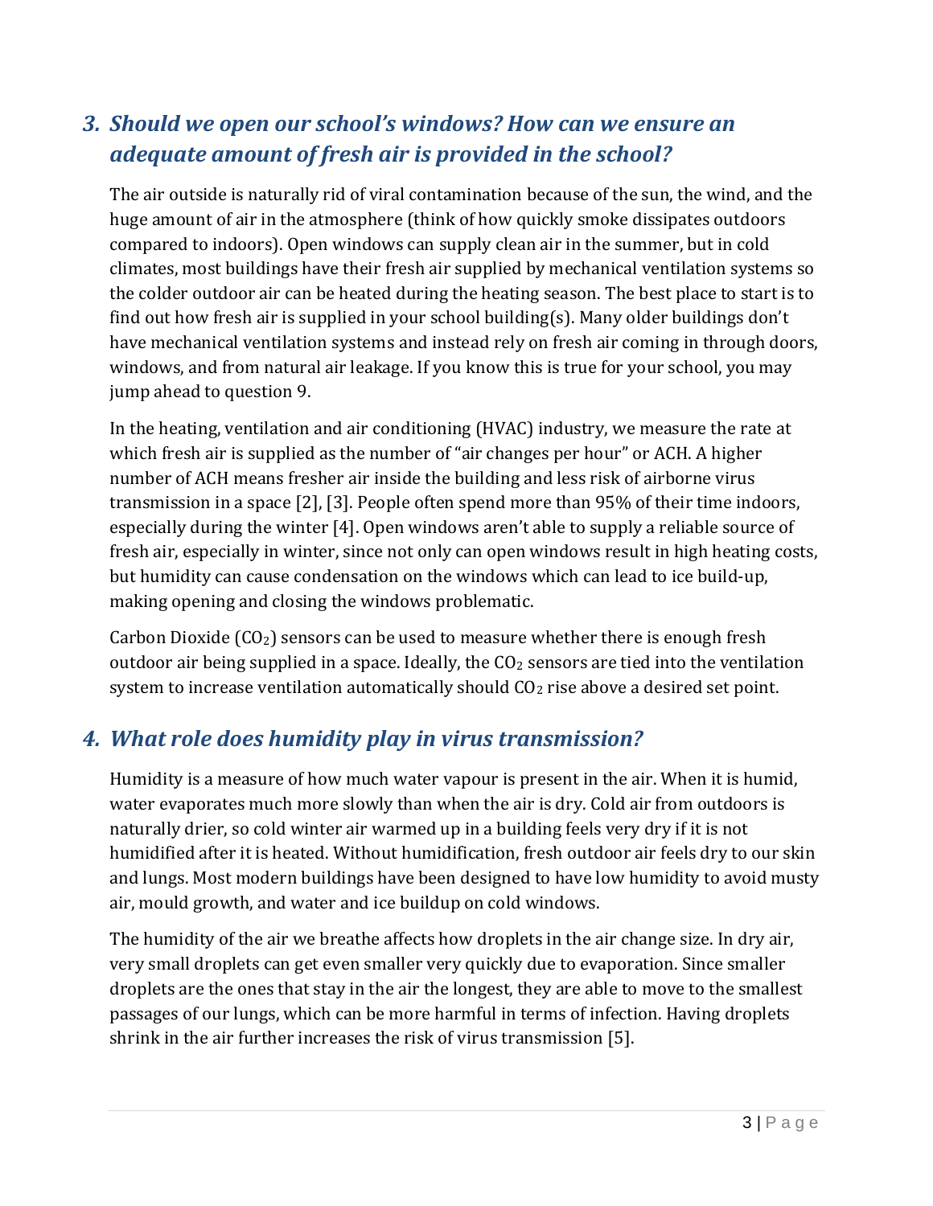## 3. *Should we open our school's windows? How can we ensure an adequate amount of fresh air is provided in the school?*

The air outside is naturally rid of viral contamination because of the sun, the wind, and the huge amount of air in the atmosphere (think of how quickly smoke dissipates outdoors compared to indoors). Open windows can supply clean air in the summer, but in cold climates, most buildings have their fresh air supplied by mechanical ventilation systems so the colder outdoor air can be heated during the heating season. The best place to start is to find out how fresh air is supplied in your school building(s). Many older buildings don't have mechanical ventilation systems and instead rely on fresh air coming in through doors, windows, and from natural air leakage. If you know this is true for your school, you may jump ahead to question 9.

In the heating, ventilation and air conditioning (HVAC) industry, we measure the rate at which fresh air is supplied as the number of "air changes per hour" or ACH. A higher number of ACH means fresher air inside the building and less risk of airborne virus transmission in a space [2], [3]. People often spend more than 95% of their time indoors, especially during the winter [4]. Open windows aren't able to supply a reliable source of fresh air, especially in winter, since not only can open windows result in high heating costs, but humidity can cause condensation on the windows which can lead to ice build-up, making opening and closing the windows problematic.

Carbon Dioxide ($CO_2$) sensors can be used to measure whether there is enough fresh outdoor air being supplied in a space. Ideally, the $CO_2$ sensors are tied into the ventilation system to increase ventilation automatically should $CO_2$ rise above a desired set point.

## 4. *What role does humidity play in virus transmission?*

Humidity is a measure of how much water vapour is present in the air. When it is humid, water evaporates much more slowly than when the air is dry. Cold air from outdoors is naturally drier, so cold winter air warmed up in a building feels very dry if it is not humidified after it is heated. Without humidification, fresh outdoor air feels dry to our skin and lungs. Most modern buildings have been designed to have low humidity to avoid musty air, mould growth, and water and ice buildup on cold windows.

The humidity of the air we breathe affects how droplets in the air change size. In dry air, very small droplets can get even smaller very quickly due to evaporation. Since smaller droplets are the ones that stay in the air the longest, they are able to move to the smallest passages of our lungs, which can be more harmful in terms of infection. Having droplets shrink in the air further increases the risk of virus transmission [5].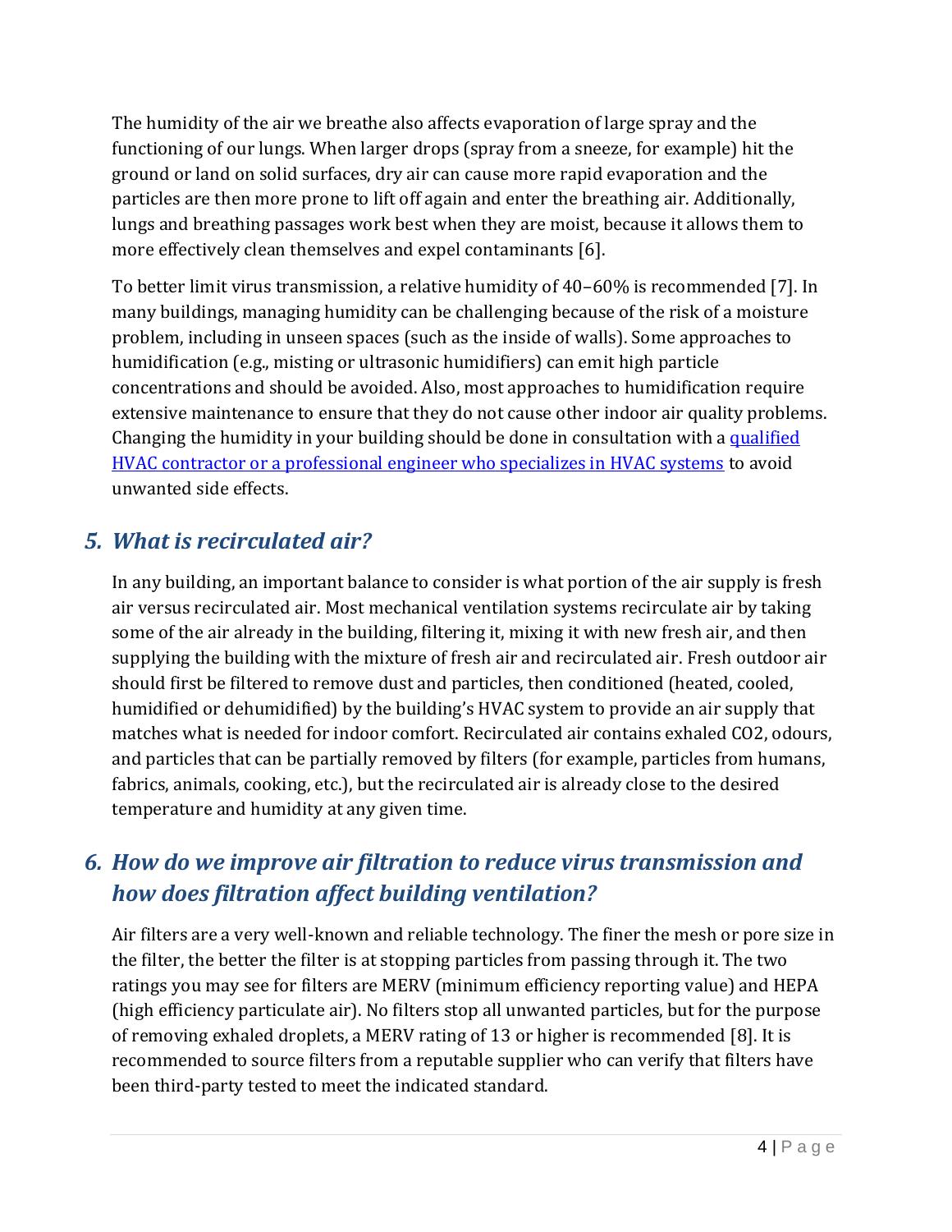The humidity of the air we breathe also affects evaporation of large spray and the functioning of our lungs. When larger drops (spray from a sneeze, for example) hit the ground or land on solid surfaces, dry air can cause more rapid evaporation and the particles are then more prone to lift off again and enter the breathing air. Additionally, lungs and breathing passages work best when they are moist, because it allows them to more effectively clean themselves and expel contaminants [6].

To better limit virus transmission, a relative humidity of 40–60% is recommended [7]. In many buildings, managing humidity can be challenging because of the risk of a moisture problem, including in unseen spaces (such as the inside of walls). Some approaches to humidification (e.g., misting or ultrasonic humidifiers) can emit high particle concentrations and should be avoided. Also, most approaches to humidification require extensive maintenance to ensure that they do not cause other indoor air quality problems. Changing the humidity in your building should be done in consultation with a qualified HVAC contractor or a professional engineer who specializes in HVAC systems to avoid unwanted side effects.

## 5. *What is recirculated air?*

In any building, an important balance to consider is what portion of the air supply is fresh air versus recirculated air. Most mechanical ventilation systems recirculate air by taking some of the air already in the building, filtering it, mixing it with new fresh air, and then supplying the building with the mixture of fresh air and recirculated air. Fresh outdoor air should first be filtered to remove dust and particles, then conditioned (heated, cooled, humidified or dehumidified) by the building's HVAC system to provide an air supply that matches what is needed for indoor comfort. Recirculated air contains exhaled $CO_2$, odours, and particles that can be partially removed by filters (for example, particles from humans, fabrics, animals, cooking, etc.), but the recirculated air is already close to the desired temperature and humidity at any given time.

## 6. *How do we improve air filtration to reduce virus transmission and how does filtration affect building ventilation?*

Air filters are a very well-known and reliable technology. The finer the mesh or pore size in the filter, the better the filter is at stopping particles from passing through it. The two ratings you may see for filters are MERV (minimum efficiency reporting value) and HEPA (high efficiency particulate air). No filters stop all unwanted particles, but for the purpose of removing exhaled droplets, a MERV rating of 13 or higher is recommended [8]. It is recommended to source filters from a reputable supplier who can verify that filters have been third-party tested to meet the indicated standard.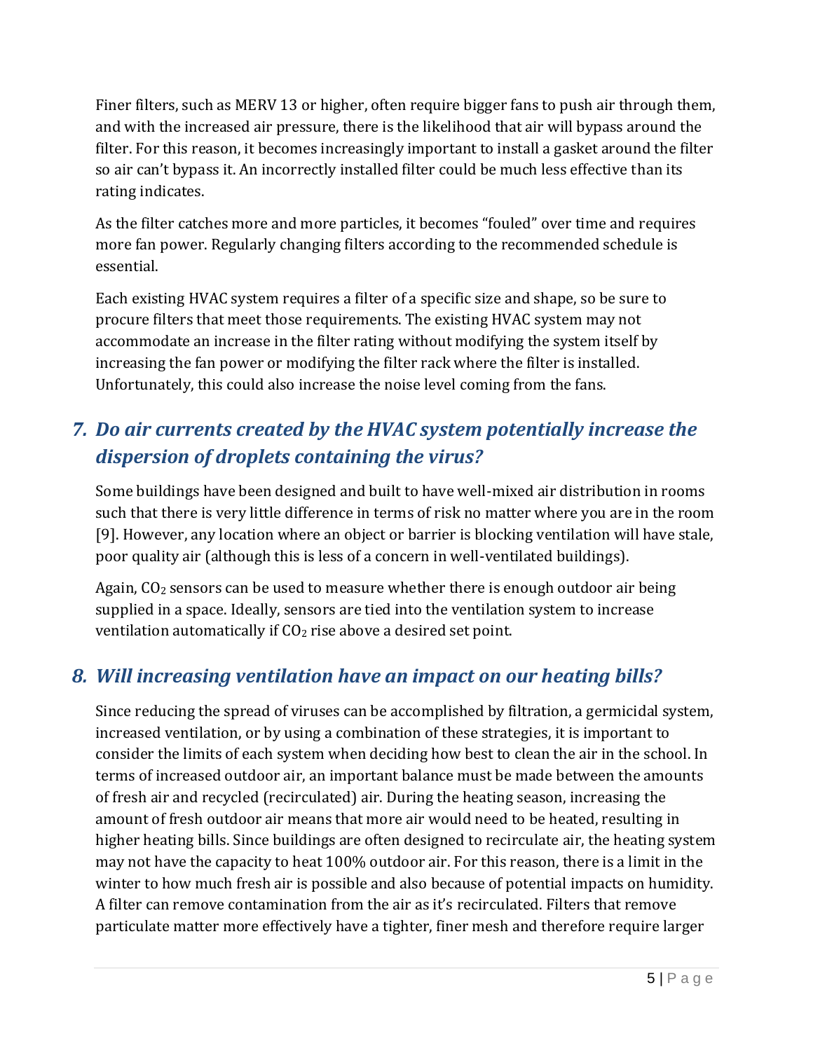Finer filters, such as MERV 13 or higher, often require bigger fans to push air through them, and with the increased air pressure, there is the likelihood that air will bypass around the filter. For this reason, it becomes increasingly important to install a gasket around the filter so air can't bypass it. An incorrectly installed filter could be much less effective than its rating indicates.

As the filter catches more and more particles, it becomes "fouled" over time and requires more fan power. Regularly changing filters according to the recommended schedule is essential.

Each existing HVAC system requires a filter of a specific size and shape, so be sure to procure filters that meet those requirements. The existing HVAC system may not accommodate an increase in the filter rating without modifying the system itself by increasing the fan power or modifying the filter rack where the filter is installed. Unfortunately, this could also increase the noise level coming from the fans.

## *7. Do air currents created by the HVAC system potentially increase the dispersion of droplets containing the virus?*

Some buildings have been designed and built to have well-mixed air distribution in rooms such that there is very little difference in terms of risk no matter where you are in the room [9]. However, any location where an object or barrier is blocking ventilation will have stale, poor quality air (although this is less of a concern in well-ventilated buildings).

Again, $CO_2$ sensors can be used to measure whether there is enough outdoor air being supplied in a space. Ideally, sensors are tied into the ventilation system to increase ventilation automatically if $CO_2$ rise above a desired set point.

## *8. Will increasing ventilation have an impact on our heating bills?*

Since reducing the spread of viruses can be accomplished by filtration, a germicidal system, increased ventilation, or by using a combination of these strategies, it is important to consider the limits of each system when deciding how best to clean the air in the school. In terms of increased outdoor air, an important balance must be made between the amounts of fresh air and recycled (recirculated) air. During the heating season, increasing the amount of fresh outdoor air means that more air would need to be heated, resulting in higher heating bills. Since buildings are often designed to recirculate air, the heating system may not have the capacity to heat 100% outdoor air. For this reason, there is a limit in the winter to how much fresh air is possible and also because of potential impacts on humidity. A filter can remove contamination from the air as it's recirculated. Filters that remove particulate matter more effectively have a tighter, finer mesh and therefore require larger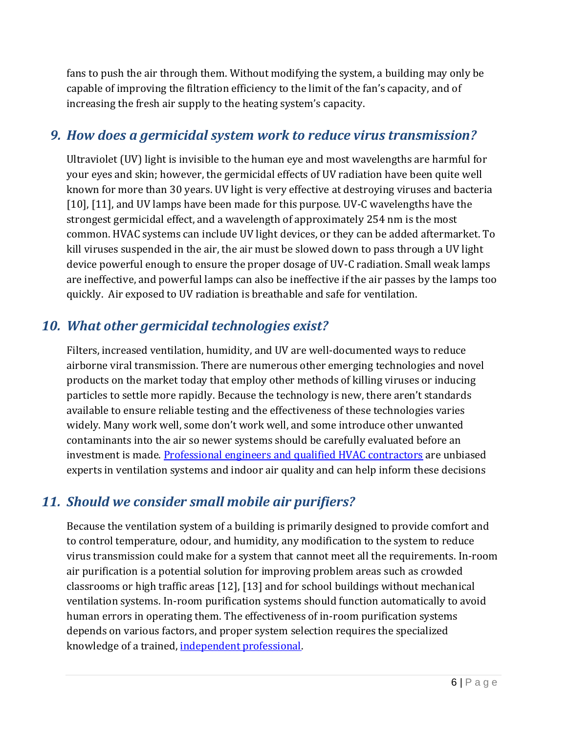fans to push the air through them. Without modifying the system, a building may only be capable of improving the filtration efficiency to the limit of the fan's capacity, and of increasing the fresh air supply to the heating system's capacity.

## *9. How does a germicidal system work to reduce virus transmission?*

Ultraviolet (UV) light is invisible to the human eye and most wavelengths are harmful for your eyes and skin; however, the germicidal effects of UV radiation have been quite well known for more than 30 years. UV light is very effective at destroying viruses and bacteria [10], [11], and UV lamps have been made for this purpose. UV-C wavelengths have the strongest germicidal effect, and a wavelength of approximately 254 nm is the most common. HVAC systems can include UV light devices, or they can be added aftermarket. To kill viruses suspended in the air, the air must be slowed down to pass through a UV light device powerful enough to ensure the proper dosage of UV-C radiation. Small weak lamps are ineffective, and powerful lamps can also be ineffective if the air passes by the lamps too quickly. Air exposed to UV radiation is breathable and safe for ventilation.

## *10. What other germicidal technologies exist?*

Filters, increased ventilation, humidity, and UV are well-documented ways to reduce airborne viral transmission. There are numerous other emerging technologies and novel products on the market today that employ other methods of killing viruses or inducing particles to settle more rapidly. Because the technology is new, there aren't standards available to ensure reliable testing and the effectiveness of these technologies varies widely. Many work well, some don't work well, and some introduce other unwanted contaminants into the air so newer systems should be carefully evaluated before an investment is made. Professional engineers and qualified HVAC contractors are unbiased experts in ventilation systems and indoor air quality and can help inform these decisions

## *11. Should we consider small mobile air purifiers?*

Because the ventilation system of a building is primarily designed to provide comfort and to control temperature, odour, and humidity, any modification to the system to reduce virus transmission could make for a system that cannot meet all the requirements. In-room air purification is a potential solution for improving problem areas such as crowded classrooms or high traffic areas [12], [13] and for school buildings without mechanical ventilation systems. In-room purification systems should function automatically to avoid human errors in operating them. The effectiveness of in-room purification systems depends on various factors, and proper system selection requires the specialized knowledge of a trained, independent professional.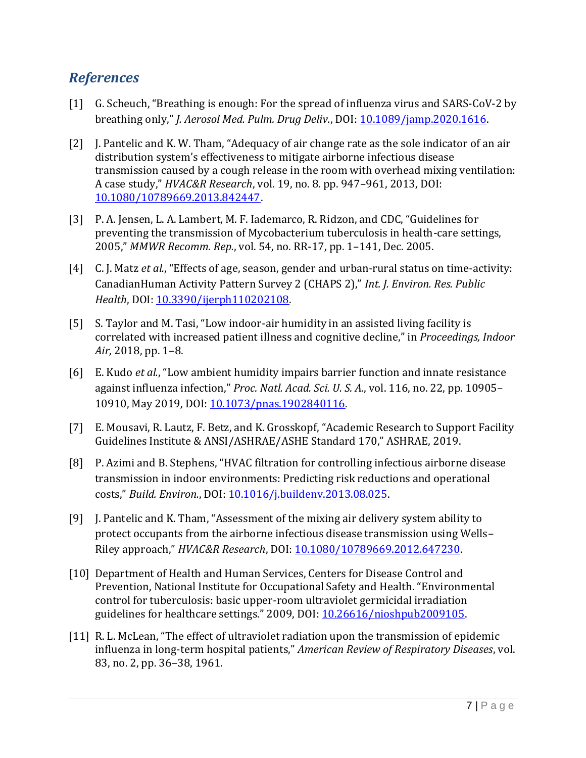## *References*

[1] G. Scheuch, "Breathing is enough: For the spread of influenza virus and SARS-CoV-2 by breathing only," *J. Aerosol Med. Pulm. Drug Deliv.*, DOI: 10.1089/jamp.2020.1616.

[2] J. Pantelic and K. W. Tham, "Adequacy of air change rate as the sole indicator of an air distribution system's effectiveness to mitigate airborne infectious disease transmission caused by a cough release in the room with overhead mixing ventilation: A case study," *HVAC&R Research*, vol. 19, no. 8. pp. 947–961, 2013, DOI: 10.1080/10789669.2013.842447.

[3] P. A. Jensen, L. A. Lambert, M. F. Iademarco, R. Ridzon, and CDC, "Guidelines for preventing the transmission of Mycobacterium tuberculosis in health-care settings, 2005," *MMWR Recomm. Rep.*, vol. 54, no. RR-17, pp. 1–141, Dec. 2005.

[4] C. J. Matz *et al.*, "Effects of age, season, gender and urban-rural status on time-activity: CanadianHuman Activity Pattern Survey 2 (CHAPS 2)," *Int. J. Environ. Res. Public Health*, DOI: 10.3390/ijerph110202108.

[5] S. Taylor and M. Tasi, "Low indoor-air humidity in an assisted living facility is correlated with increased patient illness and cognitive decline," in *Proceedings, Indoor Air*, 2018, pp. 1–8.

[6] E. Kudo *et al.*, "Low ambient humidity impairs barrier function and innate resistance against influenza infection," *Proc. Natl. Acad. Sci. U. S. A.*, vol. 116, no. 22, pp. 10905–10910, May 2019, DOI: 10.1073/pnas.1902840116.

[7] E. Mousavi, R. Lautz, F. Betz, and K. Grosskopf, "Academic Research to Support Facility Guidelines Institute & ANSI/ASHRAE/ASHE Standard 170," ASHRAE, 2019.

[8] P. Azimi and B. Stephens, "HVAC filtration for controlling infectious airborne disease transmission in indoor environments: Predicting risk reductions and operational costs," *Build. Environ.*, DOI: 10.1016/j.buildenv.2013.08.025.

[9] J. Pantelic and K. Tham, "Assessment of the mixing air delivery system ability to protect occupants from the airborne infectious disease transmission using Wells–Riley approach," *HVAC&R Research*, DOI: 10.1080/10789669.2012.647230.

[10] Department of Health and Human Services, Centers for Disease Control and Prevention, National Institute for Occupational Safety and Health. "Environmental control for tuberculosis: basic upper-room ultraviolet germicidal irradiation guidelines for healthcare settings." 2009, DOI: 10.26616/nioshpub2009105.

[11] R. L. McLean, "The effect of ultraviolet radiation upon the transmission of epidemic influenza in long-term hospital patients," *American Review of Respiratory Diseases*, vol. 83, no. 2, pp. 36–38, 1961.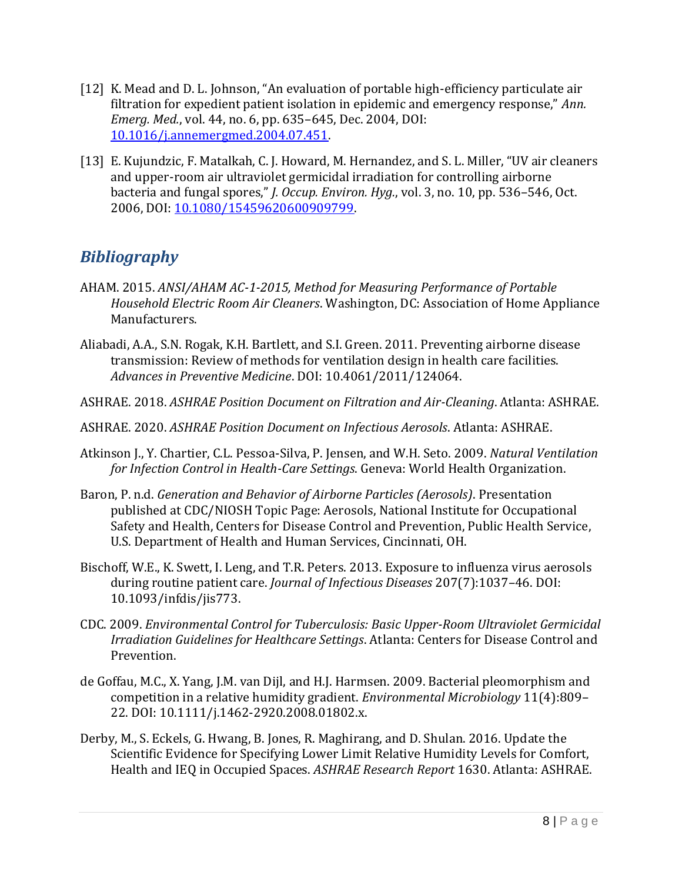[12] K. Mead and D. L. Johnson, “An evaluation of portable high-efficiency particulate air filtration for expedient patient isolation in epidemic and emergency response,” *Ann. Emerg. Med.*, vol. 44, no. 6, pp. 635–645, Dec. 2004, DOI: [10.1016/j.annemergmed.2004.07.451](https://doi.org/10.1016/j.annemergmed.2004.07.451).

[13] E. Kujundzic, F. Matalkah, C. J. Howard, M. Hernandez, and S. L. Miller, “UV air cleaners and upper-room air ultraviolet germicidal irradiation for controlling airborne bacteria and fungal spores,” *J. Occup. Environ. Hyg.*, vol. 3, no. 10, pp. 536–546, Oct. 2006, DOI: [10.1080/15459620600909799](https://doi.org/10.1080/15459620600909799).

## *Bibliography*

AHAM. 2015. *ANSI/AHAM AC-1-2015, Method for Measuring Performance of Portable Household Electric Room Air Cleaners*. Washington, DC: Association of Home Appliance Manufacturers.

Aliabadi, A.A., S.N. Rogak, K.H. Bartlett, and S.I. Green. 2011. Preventing airborne disease transmission: Review of methods for ventilation design in health care facilities. *Advances in Preventive Medicine*. DOI: 10.4061/2011/124064.

ASHRAE. 2018. *ASHRAE Position Document on Filtration and Air-Cleaning*. Atlanta: ASHRAE.

ASHRAE. 2020. *ASHRAE Position Document on Infectious Aerosols*. Atlanta: ASHRAE.

Atkinson J., Y. Chartier, C.L. Pessoa-Silva, P. Jensen, and W.H. Seto. 2009. *Natural Ventilation for Infection Control in Health-Care Settings*. Geneva: World Health Organization.

Baron, P. n.d. *Generation and Behavior of Airborne Particles (Aerosols)*. Presentation published at CDC/NIOSH Topic Page: Aerosols, National Institute for Occupational Safety and Health, Centers for Disease Control and Prevention, Public Health Service, U.S. Department of Health and Human Services, Cincinnati, OH.

Bischoff, W.E., K. Swett, I. Leng, and T.R. Peters. 2013. Exposure to influenza virus aerosols during routine patient care. *Journal of Infectious Diseases* 207(7):1037–46. DOI: 10.1093/infdis/jis773.

CDC. 2009. *Environmental Control for Tuberculosis: Basic Upper-Room Ultraviolet Germicidal Irradiation Guidelines for Healthcare Settings*. Atlanta: Centers for Disease Control and Prevention.

de Goffau, M.C., X. Yang, J.M. van Dijl, and H.J. Harmsen. 2009. Bacterial pleomorphism and competition in a relative humidity gradient. *Environmental Microbiology* 11(4):809–22. DOI: 10.1111/j.1462-2920.2008.01802.x.

Derby, M., S. Eckels, G. Hwang, B. Jones, R. Maghirang, and D. Shulan. 2016. Update the Scientific Evidence for Specifying Lower Limit Relative Humidity Levels for Comfort, Health and IEQ in Occupied Spaces. *ASHRAE Research Report* 1630. Atlanta: ASHRAE.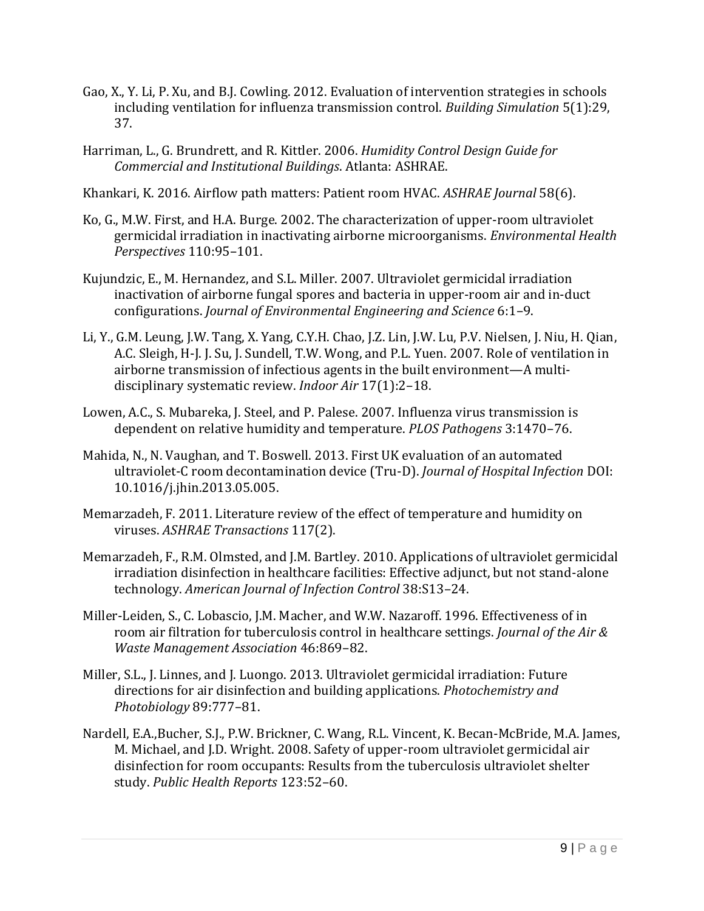Gao, X., Y. Li, P. Xu, and B.J. Cowling. 2012. Evaluation of intervention strategies in schools including ventilation for influenza transmission control. *Building Simulation* 5(1):29, 37.

Harriman, L., G. Brundrett, and R. Kittler. 2006. *Humidity Control Design Guide for Commercial and Institutional Buildings*. Atlanta: ASHRAE.

Khankari, K. 2016. Airflow path matters: Patient room HVAC. *ASHRAE Journal* 58(6).

Ko, G., M.W. First, and H.A. Burge. 2002. The characterization of upper-room ultraviolet germicidal irradiation in inactivating airborne microorganisms. *Environmental Health Perspectives* 110:95–101.

Kujundzic, E., M. Hernandez, and S.L. Miller. 2007. Ultraviolet germicidal irradiation inactivation of airborne fungal spores and bacteria in upper-room air and in-duct configurations. *Journal of Environmental Engineering and Science* 6:1–9.

Li, Y., G.M. Leung, J.W. Tang, X. Yang, C.Y.H. Chao, J.Z. Lin, J.W. Lu, P.V. Nielsen, J. Niu, H. Qian, A.C. Sleigh, H-J. J. Su, J. Sundell, T.W. Wong, and P.L. Yuen. 2007. Role of ventilation in airborne transmission of infectious agents in the built environment—A multi-disciplinary systematic review. *Indoor Air* 17(1):2–18.

Lowen, A.C., S. Mubareka, J. Steel, and P. Palese. 2007. Influenza virus transmission is dependent on relative humidity and temperature. *PLOS Pathogens* 3:1470–76.

Mahida, N., N. Vaughan, and T. Boswell. 2013. First UK evaluation of an automated ultraviolet-C room decontamination device (Tru-D). *Journal of Hospital Infection* DOI: 10.1016/j.jhin.2013.05.005.

Memarzadeh, F. 2011. Literature review of the effect of temperature and humidity on viruses. *ASHRAE Transactions* 117(2).

Memarzadeh, F., R.M. Olmsted, and J.M. Bartley. 2010. Applications of ultraviolet germicidal irradiation disinfection in healthcare facilities: Effective adjunct, but not stand-alone technology. *American Journal of Infection Control* 38:S13–24.

Miller-Leiden, S., C. Lobascio, J.M. Macher, and W.W. Nazaroff. 1996. Effectiveness of in room air filtration for tuberculosis control in healthcare settings. *Journal of the Air & Waste Management Association* 46:869–82.

Miller, S.L., J. Linnes, and J. Luongo. 2013. Ultraviolet germicidal irradiation: Future directions for air disinfection and building applications. *Photochemistry and Photobiology* 89:777–81.

Nardell, E.A.,Bucher, S.J., P.W. Brickner, C. Wang, R.L. Vincent, K. Becan-McBride, M.A. James, M. Michael, and J.D. Wright. 2008. Safety of upper-room ultraviolet germicidal air disinfection for room occupants: Results from the tuberculosis ultraviolet shelter study. *Public Health Reports* 123:52–60.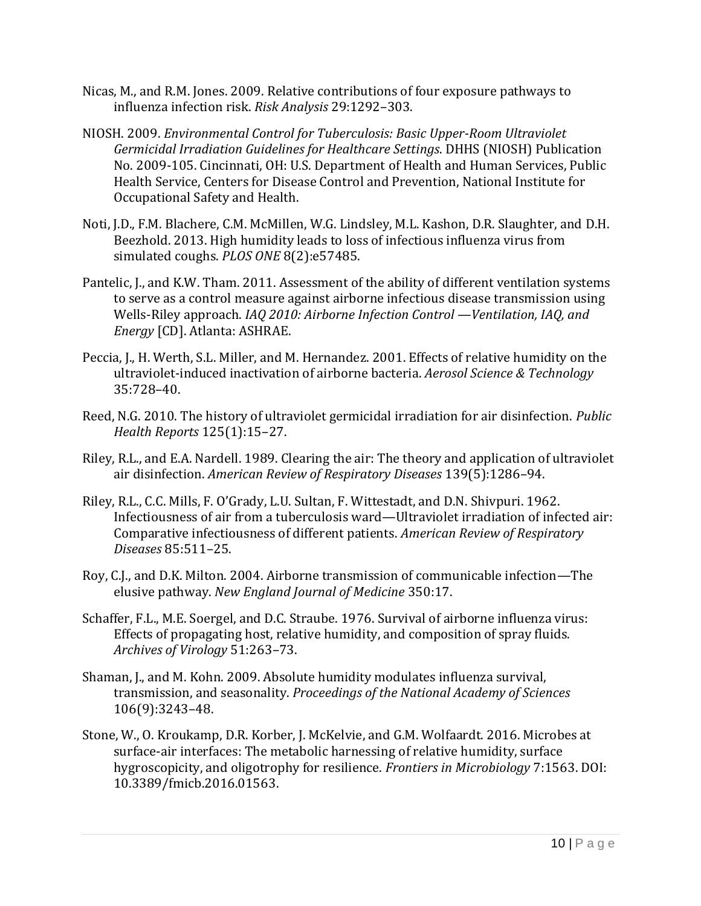Nicas, M., and R.M. Jones. 2009. Relative contributions of four exposure pathways to influenza infection risk. *Risk Analysis* 29:1292–303.

NIOSH. 2009. *Environmental Control for Tuberculosis: Basic Upper-Room Ultraviolet Germicidal Irradiation Guidelines for Healthcare Settings*. DHHS (NIOSH) Publication No. 2009-105. Cincinnati, OH: U.S. Department of Health and Human Services, Public Health Service, Centers for Disease Control and Prevention, National Institute for Occupational Safety and Health.

Noti, J.D., F.M. Blachere, C.M. McMillen, W.G. Lindsley, M.L. Kashon, D.R. Slaughter, and D.H. Beezhold. 2013. High humidity leads to loss of infectious influenza virus from simulated coughs. *PLOS ONE* 8(2):e57485.

Pantelic, J., and K.W. Tham. 2011. Assessment of the ability of different ventilation systems to serve as a control measure against airborne infectious disease transmission using Wells-Riley approach. *IAQ 2010: Airborne Infection Control —Ventilation, IAQ, and Energy* [CD]. Atlanta: ASHRAE.

Peccia, J., H. Werth, S.L. Miller, and M. Hernandez. 2001. Effects of relative humidity on the ultraviolet-induced inactivation of airborne bacteria. *Aerosol Science & Technology* 35:728–40.

Reed, N.G. 2010. The history of ultraviolet germicidal irradiation for air disinfection. *Public Health Reports* 125(1):15–27.

Riley, R.L., and E.A. Nardell. 1989. Clearing the air: The theory and application of ultraviolet air disinfection. *American Review of Respiratory Diseases* 139(5):1286–94.

Riley, R.L., C.C. Mills, F. O'Grady, L.U. Sultan, F. Wittestadt, and D.N. Shivpuri. 1962. Infectiousness of air from a tuberculosis ward—Ultraviolet irradiation of infected air: Comparative infectiousness of different patients. *American Review of Respiratory Diseases* 85:511–25.

Roy, C.J., and D.K. Milton. 2004. Airborne transmission of communicable infection—The elusive pathway. *New England Journal of Medicine* 350:17.

Schaffer, F.L., M.E. Soergel, and D.C. Straube. 1976. Survival of airborne influenza virus: Effects of propagating host, relative humidity, and composition of spray fluids. *Archives of Virology* 51:263–73.

Shaman, J., and M. Kohn. 2009. Absolute humidity modulates influenza survival, transmission, and seasonality. *Proceedings of the National Academy of Sciences* 106(9):3243–48.

Stone, W., O. Kroukamp, D.R. Korber, J. McKelvie, and G.M. Wolfaardt. 2016. Microbes at surface-air interfaces: The metabolic harnessing of relative humidity, surface hygroscopicity, and oligotrophy for resilience. *Frontiers in Microbiology* 7:1563. DOI: 10.3389/fmicb.2016.01563.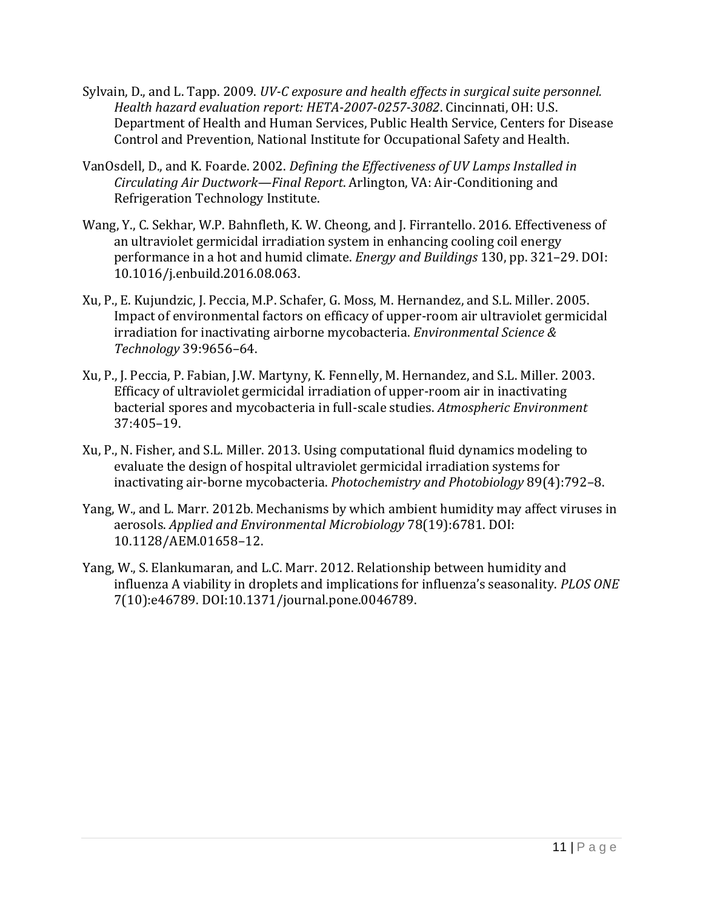Sylvain, D., and L. Tapp. 2009. *UV-C exposure and health effects in surgical suite personnel. Health hazard evaluation report: HETA-2007-0257-3082*. Cincinnati, OH: U.S. Department of Health and Human Services, Public Health Service, Centers for Disease Control and Prevention, National Institute for Occupational Safety and Health.

VanOsdell, D., and K. Foarde. 2002. *Defining the Effectiveness of UV Lamps Installed in Circulating Air Ductwork—Final Report*. Arlington, VA: Air-Conditioning and Refrigeration Technology Institute.

Wang, Y., C. Sekhar, W.P. Bahnfleth, K. W. Cheong, and J. Firrantello. 2016. Effectiveness of an ultraviolet germicidal irradiation system in enhancing cooling coil energy performance in a hot and humid climate. *Energy and Buildings* 130, pp. 321–29. DOI: 10.1016/j.enbuild.2016.08.063.

Xu, P., E. Kujundzic, J. Peccia, M.P. Schafer, G. Moss, M. Hernandez, and S.L. Miller. 2005. Impact of environmental factors on efficacy of upper-room air ultraviolet germicidal irradiation for inactivating airborne mycobacteria. *Environmental Science & Technology* 39:9656–64.

Xu, P., J. Peccia, P. Fabian, J.W. Martyny, K. Fennelly, M. Hernandez, and S.L. Miller. 2003. Efficacy of ultraviolet germicidal irradiation of upper-room air in inactivating bacterial spores and mycobacteria in full-scale studies. *Atmospheric Environment* 37:405–19.

Xu, P., N. Fisher, and S.L. Miller. 2013. Using computational fluid dynamics modeling to evaluate the design of hospital ultraviolet germicidal irradiation systems for inactivating air-borne mycobacteria. *Photochemistry and Photobiology* 89(4):792–8.

Yang, W., and L. Marr. 2012b. Mechanisms by which ambient humidity may affect viruses in aerosols. *Applied and Environmental Microbiology* 78(19):6781. DOI: 10.1128/AEM.01658–12.

Yang, W., S. Elankumaran, and L.C. Marr. 2012. Relationship between humidity and influenza A viability in droplets and implications for influenza's seasonality. *PLOS ONE* 7(10):e46789. DOI:10.1371/journal.pone.0046789.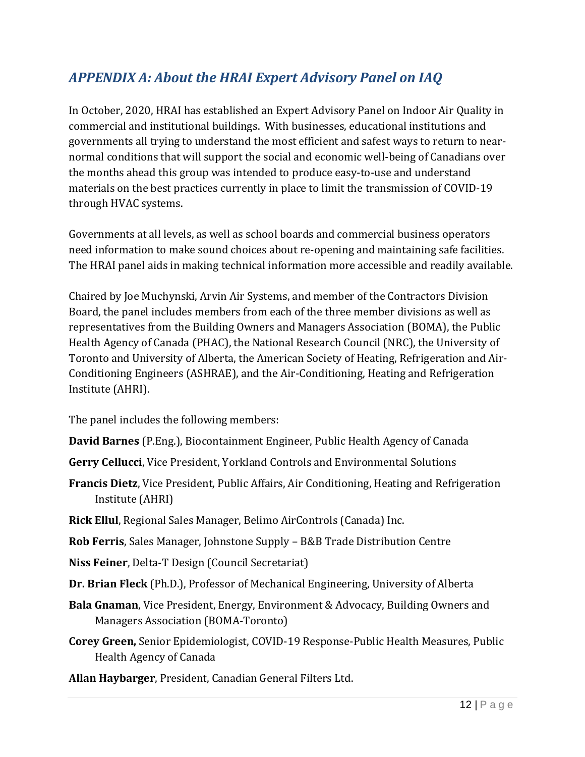## *APPENDIX A: About the HRAI Expert Advisory Panel on IAQ*

In October, 2020, HRAI has established an Expert Advisory Panel on Indoor Air Quality in commercial and institutional buildings. With businesses, educational institutions and governments all trying to understand the most efficient and safest ways to return to near-normal conditions that will support the social and economic well-being of Canadians over the months ahead this group was intended to produce easy-to-use and understand materials on the best practices currently in place to limit the transmission of COVID-19 through HVAC systems.

Governments at all levels, as well as school boards and commercial business operators need information to make sound choices about re-opening and maintaining safe facilities. The HRAI panel aids in making technical information more accessible and readily available.

Chaired by Joe Muchynski, Arvin Air Systems, and member of the Contractors Division Board, the panel includes members from each of the three member divisions as well as representatives from the Building Owners and Managers Association (BOMA), the Public Health Agency of Canada (PHAC), the National Research Council (NRC), the University of Toronto and University of Alberta, the American Society of Heating, Refrigeration and Air-Conditioning Engineers (ASHRAE), and the Air-Conditioning, Heating and Refrigeration Institute (AHRI).

The panel includes the following members:

**David Barnes** (P.Eng.), Biocontainment Engineer, Public Health Agency of Canada

**Gerry Cellucci**, Vice President, Yorkland Controls and Environmental Solutions

**Francis Dietz**, Vice President, Public Affairs, Air Conditioning, Heating and Refrigeration Institute (AHRI)

**Rick Ellul**, Regional Sales Manager, Belimo AirControls (Canada) Inc.

**Rob Ferris**, Sales Manager, Johnstone Supply – B&B Trade Distribution Centre

**Niss Feiner**, Delta-T Design (Council Secretariat)

**Dr. Brian Fleck** (Ph.D.), Professor of Mechanical Engineering, University of Alberta

**Bala Gnaman**, Vice President, Energy, Environment & Advocacy, Building Owners and Managers Association (BOMA-Toronto)

**Corey Green,** Senior Epidemiologist, COVID-19 Response-Public Health Measures, Public Health Agency of Canada

**Allan Haybarger**, President, Canadian General Filters Ltd.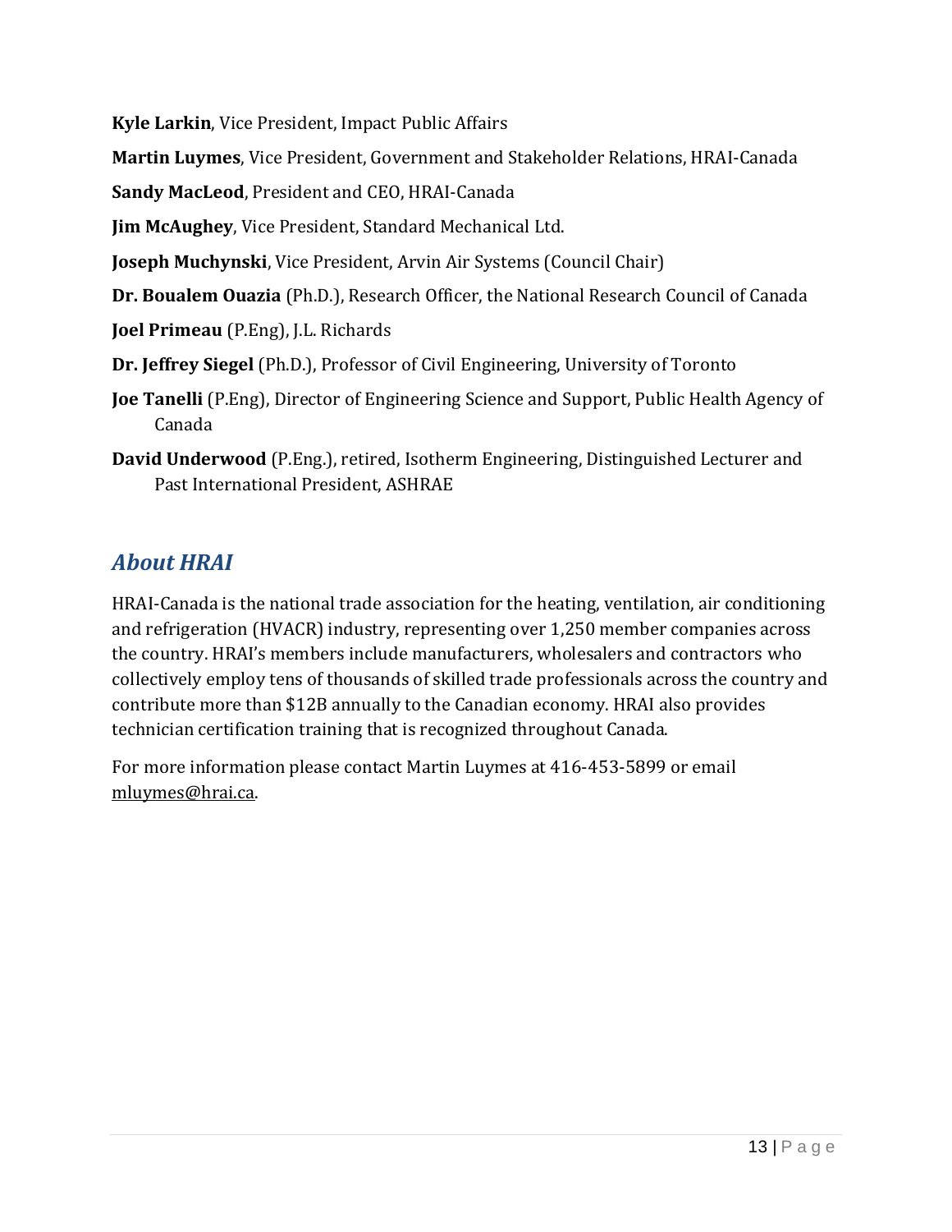**Kyle Larkin**, Vice President, Impact Public Affairs

**Martin Luymes**, Vice President, Government and Stakeholder Relations, HRAI-Canada

**Sandy MacLeod**, President and CEO, HRAI-Canada

**Jim McAughey**, Vice President, Standard Mechanical Ltd.

**Joseph Muchynski**, Vice President, Arvin Air Systems (Council Chair)

**Dr. Boualem Ouazia** (Ph.D.), Research Officer, the National Research Council of Canada

**Joel Primeau** (P.Eng), J.L. Richards

**Dr. Jeffrey Siegel** (Ph.D.), Professor of Civil Engineering, University of Toronto

**Joe Tanelli** (P.Eng), Director of Engineering Science and Support, Public Health Agency of Canada

**David Underwood** (P.Eng.), retired, Isotherm Engineering, Distinguished Lecturer and Past International President, ASHRAE

## *About HRAI*

HRAI-Canada is the national trade association for the heating, ventilation, air conditioning and refrigeration (HVACR) industry, representing over 1,250 member companies across the country. HRAI's members include manufacturers, wholesalers and contractors who collectively employ tens of thousands of skilled trade professionals across the country and contribute more than $12B annually to the Canadian economy. HRAI also provides technician certification training that is recognized throughout Canada.

For more information please contact Martin Luymes at 416-453-5899 or email mluymes@hrai.ca.